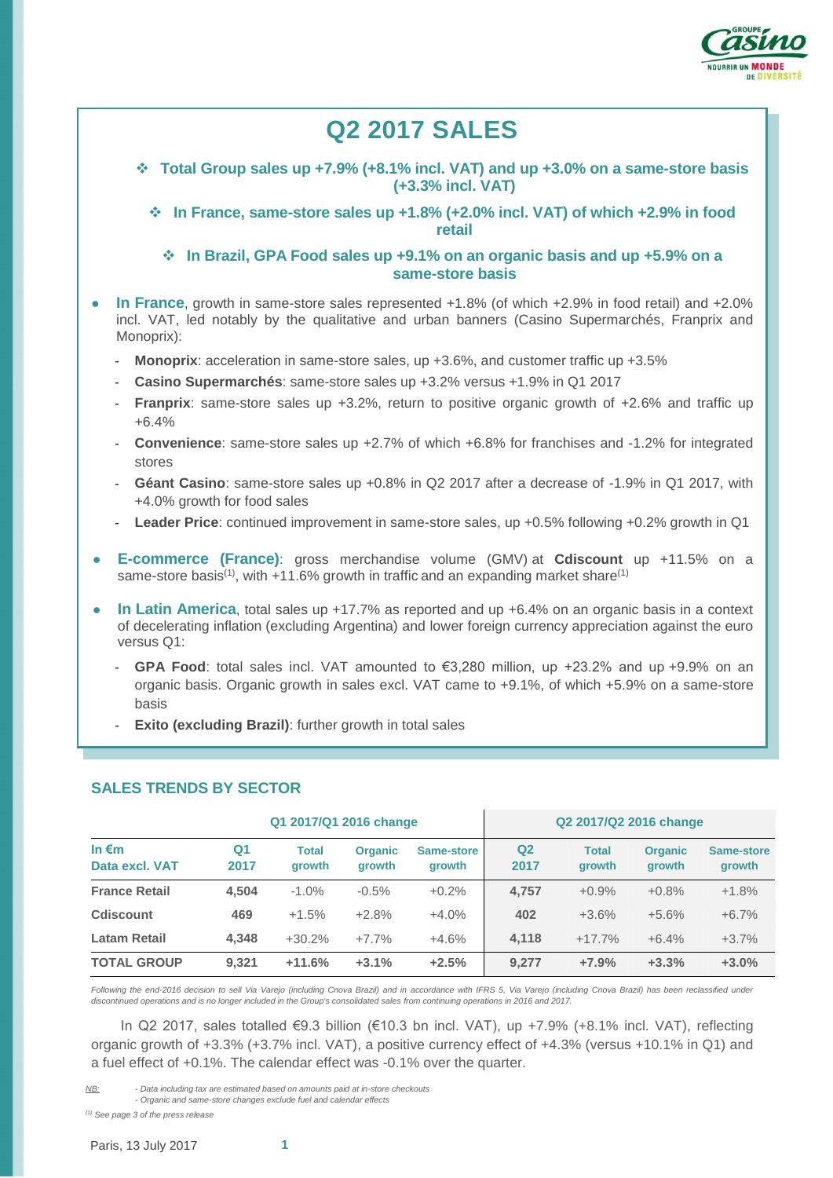# Q2 2017 SALES

❖ **Total Group sales up +7.9% (+8.1% incl. VAT) and up +3.0% on a same-store basis (+3.3% incl. VAT)**

❖ **In France, same-store sales up +1.8% (+2.0% incl. VAT) of which +2.9% in food retail**

❖ **In Brazil, GPA Food sales up +9.1% on an organic basis and up +5.9% on a same-store basis**

- **In France**, growth in same-store sales represented +1.8% (of which +2.9% in food retail) and +2.0% incl. VAT, led notably by the qualitative and urban banners (Casino Supermarchés, Franprix and Monoprix):
  - **Monoprix**: acceleration in same-store sales, up +3.6%, and customer traffic up +3.5%
  - **Casino Supermarchés**: same-store sales up +3.2% versus +1.9% in Q1 2017
  - **Franprix**: same-store sales up +3.2%, return to positive organic growth of +2.6% and traffic up +6.4%
  - **Convenience**: same-store sales up +2.7% of which +6.8% for franchises and -1.2% for integrated stores
  - **Géant Casino**: same-store sales up +0.8% in Q2 2017 after a decrease of -1.9% in Q1 2017, with +4.0% growth for food sales
  - **Leader Price**: continued improvement in same-store sales, up +0.5% following +0.2% growth in Q1

- **E-commerce (France)**: gross merchandise volume (GMV) at **Cdiscount** up +11.5% on a same-store basis[1], with +11.6% growth in traffic and an expanding market share[1]

- **In Latin America**, total sales up +17.7% as reported and up +6.4% on an organic basis in a context of decelerating inflation (excluding Argentina) and lower foreign currency appreciation against the euro versus Q1:
  - **GPA Food**: total sales incl. VAT amounted to €3,280 million, up +23.2% and up +9.9% on an organic basis. Organic growth in sales excl. VAT came to +9.1%, of which +5.9% on a same-store basis
  - **Exito (excluding Brazil)**: further growth in total sales

## SALES TRENDS BY SECTOR

| | Q1 2017/Q1 2016 change | | | | Q2 2017/Q2 2016 change | | | |
|---|---|---|---|---|---|---|---|---|
| **In €m Data excl. VAT** | **Q1 2017** | **Total growth** | **Organic growth** | **Same-store growth** | **Q2 2017** | **Total growth** | **Organic growth** | **Same-store growth** |
| **France Retail** | **4,504** | -1.0% | -0.5% | +0.2% | **4,757** | +0.9% | +0.8% | +1.8% |
| **Cdiscount** | **469** | +1.5% | +2.8% | +4.0% | **402** | +3.6% | +5.6% | +6.7% |
| **Latam Retail** | **4,348** | +30.2% | +7.7% | +4.6% | **4,118** | +17.7% | +6.4% | +3.7% |
| **TOTAL GROUP** | **9,321** | **+11.6%** | **+3.1%** | **+2.5%** | **9,277** | **+7.9%** | **+3.3%** | **+3.0%** |

*Following the end-2016 decision to sell Via Varejo (including Cnova Brazil) and in accordance with IFRS 5, Via Varejo (including Cnova Brazil) has been reclassified under discontinued operations and is no longer included in the Group's consolidated sales from continuing operations in 2016 and 2017.*

In Q2 2017, sales totalled €9.3 billion (€10.3 bn incl. VAT), up +7.9% (+8.1% incl. VAT), reflecting organic growth of +3.3% (+3.7% incl. VAT), a positive currency effect of +4.3% (versus +10.1% in Q1) and a fuel effect of +0.1%. The calendar effect was -0.1% over the quarter.

*NB: - Data including tax are estimated based on amounts paid at in-store checkouts*
*- Organic and same-store changes exclude fuel and calendar effects*

*[1] See page 3 of the press release*

Paris, 13 July 2017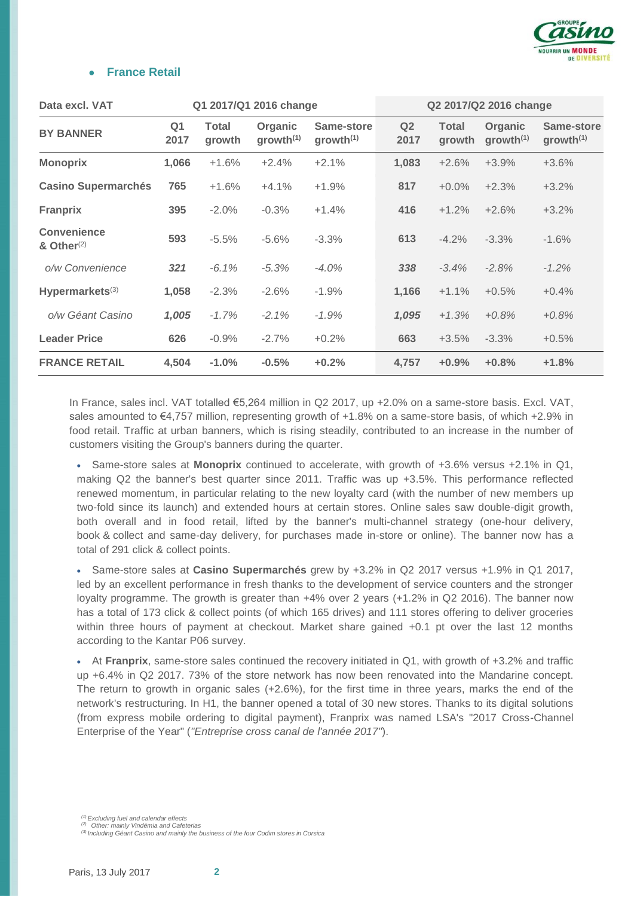## France Retail

| Data excl. VAT | Q1 2017/Q1 2016 change | | | | Q2 2017/Q2 2016 change | | | |
|---|---|---|---|---|---|---|---|---|
| **BY BANNER** | **Q1 2017** | **Total growth** | **Organic growth[(1)]** | **Same-store growth[(1)]** | **Q2 2017** | **Total growth** | **Organic growth[(1)]** | **Same-store growth[(1)]** |
| **Monoprix** | **1,066** | +1.6% | +2.4% | +2.1% | **1,083** | +2.6% | +3.9% | +3.6% |
| **Casino Supermarchés** | **765** | +1.6% | +4.1% | +1.9% | **817** | +0.0% | +2.3% | +3.2% |
| **Franprix** | **395** | -2.0% | -0.3% | +1.4% | **416** | +1.2% | +2.6% | +3.2% |
| **Convenience & Other[(2)]** | **593** | -5.5% | -5.6% | -3.3% | **613** | -4.2% | -3.3% | -1.6% |
| *o/w Convenience* | ***321*** | *-6.1%* | *-5.3%* | *-4.0%* | ***338*** | *-3.4%* | *-2.8%* | *-1.2%* |
| **Hypermarkets[(3)]** | **1,058** | -2.3% | -2.6% | -1.9% | **1,166** | +1.1% | +0.5% | +0.4% |
| *o/w Géant Casino* | ***1,005*** | *-1.7%* | *-2.1%* | *-1.9%* | ***1,095*** | *+1.3%* | *+0.8%* | *+0.8%* |
| **Leader Price** | **626** | -0.9% | -2.7% | +0.2% | **663** | +3.5% | -3.3% | +0.5% |
| **FRANCE RETAIL** | **4,504** | **-1.0%** | **-0.5%** | **+0.2%** | **4,757** | **+0.9%** | **+0.8%** | **+1.8%** |

In France, sales incl. VAT totalled €5,264 million in Q2 2017, up +2.0% on a same-store basis. Excl. VAT, sales amounted to €4,757 million, representing growth of +1.8% on a same-store basis, of which +2.9% in food retail. Traffic at urban banners, which is rising steadily, contributed to an increase in the number of customers visiting the Group's banners during the quarter.

- Same-store sales at **Monoprix** continued to accelerate, with growth of +3.6% versus +2.1% in Q1, making Q2 the banner's best quarter since 2011. Traffic was up +3.5%. This performance reflected renewed momentum, in particular relating to the new loyalty card (with the number of new members up two-fold since its launch) and extended hours at certain stores. Online sales saw double-digit growth, both overall and in food retail, lifted by the banner's multi-channel strategy (one-hour delivery, book & collect and same-day delivery, for purchases made in-store or online). The banner now has a total of 291 click & collect points.

- Same-store sales at **Casino Supermarchés** grew by +3.2% in Q2 2017 versus +1.9% in Q1 2017, led by an excellent performance in fresh thanks to the development of service counters and the stronger loyalty programme. The growth is greater than +4% over 2 years (+1.2% in Q2 2016). The banner now has a total of 173 click & collect points (of which 165 drives) and 111 stores offering to deliver groceries within three hours of payment at checkout. Market share gained +0.1 pt over the last 12 months according to the Kantar P06 survey.

- At **Franprix**, same-store sales continued the recovery initiated in Q1, with growth of +3.2% and traffic up +6.4% in Q2 2017. 73% of the store network has now been renovated into the Mandarine concept. The return to growth in organic sales (+2.6%), for the first time in three years, marks the end of the network's restructuring. In H1, the banner opened a total of 30 new stores. Thanks to its digital solutions (from express mobile ordering to digital payment), Franprix was named LSA's "2017 Cross-Channel Enterprise of the Year" (*"Entreprise cross canal de l'année 2017"*).

*(1) Excluding fuel and calendar effects*
*(2) Other: mainly Vindémia and Cafeterias*
*(3) Including Géant Casino and mainly the business of the four Codim stores in Corsica*

Paris, 13 July 2017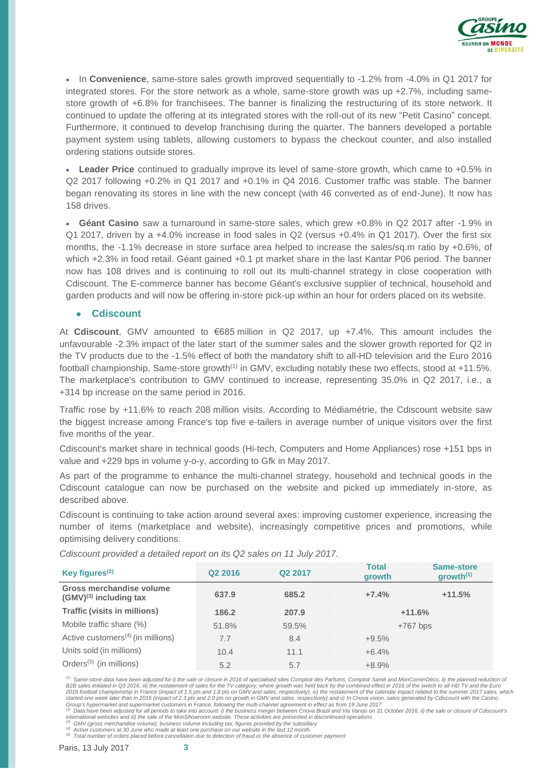- In **Convenience**, same-store sales growth improved sequentially to -1.2% from -4.0% in Q1 2017 for integrated stores. For the store network as a whole, same-store growth was up +2.7%, including same-store growth of +6.8% for franchisees. The banner is finalizing the restructuring of its store network. It continued to update the offering at its integrated stores with the roll-out of its new "Petit Casino" concept. Furthermore, it continued to develop franchising during the quarter. The banners developed a portable payment system using tablets, allowing customers to bypass the checkout counter, and also installed ordering stations outside stores.

- **Leader Price** continued to gradually improve its level of same-store growth, which came to +0.5% in Q2 2017 following +0.2% in Q1 2017 and +0.1% in Q4 2016. Customer traffic was stable. The banner began renovating its stores in line with the new concept (with 46 converted as of end-June). It now has 158 drives.

- **Géant Casino** saw a turnaround in same-store sales, which grew +0.8% in Q2 2017 after -1.9% in Q1 2017, driven by a +4.0% increase in food sales in Q2 (versus +0.4% in Q1 2017). Over the first six months, the -1.1% decrease in store surface area helped to increase the sales/sq.m ratio by +0.6%, of which +2.3% in food retail. Géant gained +0.1 pt market share in the last Kantar P06 period. The banner now has 108 drives and is continuing to roll out its multi-channel strategy in close cooperation with Cdiscount. The E-commerce banner has become Géant's exclusive supplier of technical, household and garden products and will now be offering in-store pick-up within an hour for orders placed on its website.

- ### Cdiscount

At **Cdiscount**, GMV amounted to €685 million in Q2 2017, up +7.4%. This amount includes the unfavourable -2.3% impact of the later start of the summer sales and the slower growth reported for Q2 in the TV products due to the -1.5% effect of both the mandatory shift to all-HD television and the Euro 2016 football championship. Same-store growth[(1)] in GMV, excluding notably these two effects, stood at +11.5%. The marketplace's contribution to GMV continued to increase, representing 35.0% in Q2 2017, i.e., a +314 bp increase on the same period in 2016.

Traffic rose by +11.6% to reach 208 million visits. According to Médiamétrie, the Cdiscount website saw the biggest increase among France's top five e-tailers in average number of unique visitors over the first five months of the year.

Cdiscount's market share in technical goods (Hi-tech, Computers and Home Appliances) rose +151 bps in value and +229 bps in volume y-o-y, according to Gfk in May 2017.

As part of the programme to enhance the multi-channel strategy, household and technical goods in the Cdiscount catalogue can now be purchased on the website and picked up immediately in-store, as described above.

Cdiscount is continuing to take action around several axes: improving customer experience, increasing the number of items (marketplace and website), increasingly competitive prices and promotions, while optimising delivery conditions.

*Cdiscount provided a detailed report on its Q2 sales on 11 July 2017.*

| Key figures[(2)] | Q2 2016 | Q2 2017 | Total growth | Same-store growth[(1)] |
|---|---|---|---|---|
| **Gross merchandise volume (GMV)[(3)] including tax** | **637.9** | **685.2** | **+7.4%** | **+11.5%** |
| **Traffic (visits in millions)** | **186.2** | **207.9** | **+11.6%** | |
| Mobile traffic share (%) | 51.8% | 59.5% | +767 bps | |
| Active customers[(4)] (in millions) | 7.7 | 8.4 | +9.5% | |
| Units sold (in millions) | 10.4 | 11.1 | +6.4% | |
| Orders[(5)] (in millions) | 5.2 | 5.7 | +8.9% | |

*[(1)] Same-store data have been adjusted for i) the sale or closure in 2016 of specialised sites Comptoir des Parfums, Comptoir Santé and MonCornerDéco, ii) the planned reduction of B2B sales initiated in Q3 2016, iii) the restatement of sales for the TV category, where growth was held back by the combined effect in 2016 of the switch to all-HD TV and the Euro 2016 football championship in France (impact of 1.5 pts and 1.8 pts on GMV and sales, respectively), iv) the restatement of the calendar impact related to the summer 2017 sales, which started one week later than in 2016 (impact of 2.3 pts and 2.0 pts on growth in GMV and sales, respectively) and v) In Cnova vision, sales generated by Cdiscount with the Casino Group's hypermarket and supermarket customers in France, following the multi-channel agreement in effect as from 19 June 2017*
*[(2)] Data have been adjusted for all periods to take into account: i) the business merger between Cnova Brazil and Via Varejo on 31 October 2016, ii) the sale or closure of Cdiscount's international websites and iii) the sale of the MonShowroom website. These activities are presented in discontinued operations*
*[(3)] GMV (gross merchandise volume): business volume including tax, figures provided by the subsidiary*
*[(4)] Active customers at 30 June who made at least one purchase on our website in the last 12 month.*
*[(5)] Total number of orders placed before cancellation due to detection of fraud or the absence of customer payment*

Paris, 13 July 2017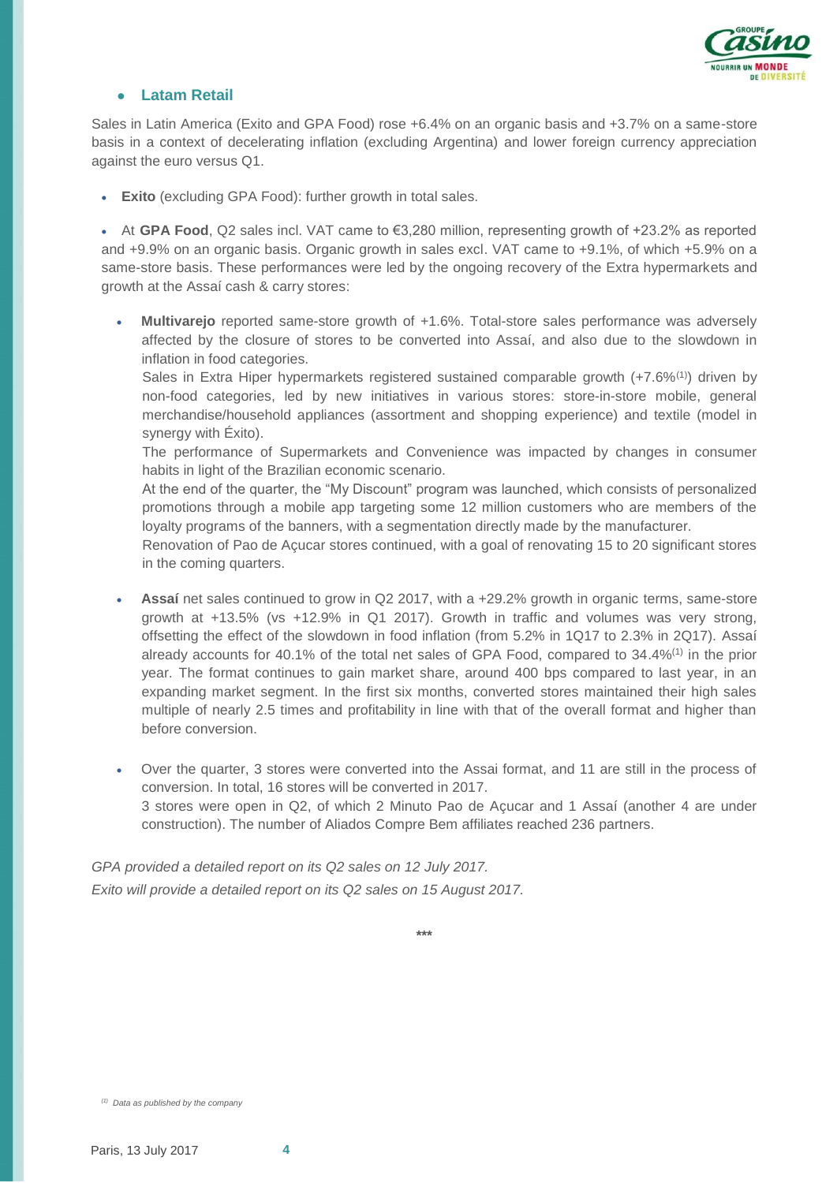- **Latam Retail**

Sales in Latin America (Exito and GPA Food) rose +6.4% on an organic basis and +3.7% on a same-store basis in a context of decelerating inflation (excluding Argentina) and lower foreign currency appreciation against the euro versus Q1.

- **Exito** (excluding GPA Food): further growth in total sales.

- At **GPA Food**, Q2 sales incl. VAT came to €3,280 million, representing growth of +23.2% as reported and +9.9% on an organic basis. Organic growth in sales excl. VAT came to +9.1%, of which +5.9% on a same-store basis. These performances were led by the ongoing recovery of the Extra hypermarkets and growth at the Assaí cash & carry stores:

  - **Multivarejo** reported same-store growth of +1.6%. Total-store sales performance was adversely affected by the closure of stores to be converted into Assaí, and also due to the slowdown in inflation in food categories.
    Sales in Extra Hiper hypermarkets registered sustained comparable growth (+7.6%[1]) driven by non-food categories, led by new initiatives in various stores: store-in-store mobile, general merchandise/household appliances (assortment and shopping experience) and textile (model in synergy with Éxito).
    The performance of Supermarkets and Convenience was impacted by changes in consumer habits in light of the Brazilian economic scenario.
    At the end of the quarter, the "My Discount" program was launched, which consists of personalized promotions through a mobile app targeting some 12 million customers who are members of the loyalty programs of the banners, with a segmentation directly made by the manufacturer.
    Renovation of Pao de Açucar stores continued, with a goal of renovating 15 to 20 significant stores in the coming quarters.

  - **Assaí** net sales continued to grow in Q2 2017, with a +29.2% growth in organic terms, same-store growth at +13.5% (vs +12.9% in Q1 2017). Growth in traffic and volumes was very strong, offsetting the effect of the slowdown in food inflation (from 5.2% in 1Q17 to 2.3% in 2Q17). Assaí already accounts for 40.1% of the total net sales of GPA Food, compared to 34.4%[1] in the prior year. The format continues to gain market share, around 400 bps compared to last year, in an expanding market segment. In the first six months, converted stores maintained their high sales multiple of nearly 2.5 times and profitability in line with that of the overall format and higher than before conversion.

  - Over the quarter, 3 stores were converted into the Assai format, and 11 are still in the process of conversion. In total, 16 stores will be converted in 2017.
    3 stores were open in Q2, of which 2 Minuto Pao de Açucar and 1 Assaí (another 4 are under construction). The number of Aliados Compre Bem affiliates reached 236 partners.

*GPA provided a detailed report on its Q2 sales on 12 July 2017.*

*Exito will provide a detailed report on its Q2 sales on 15 August 2017.*

\*\*\*

[1] *Data as published by the company*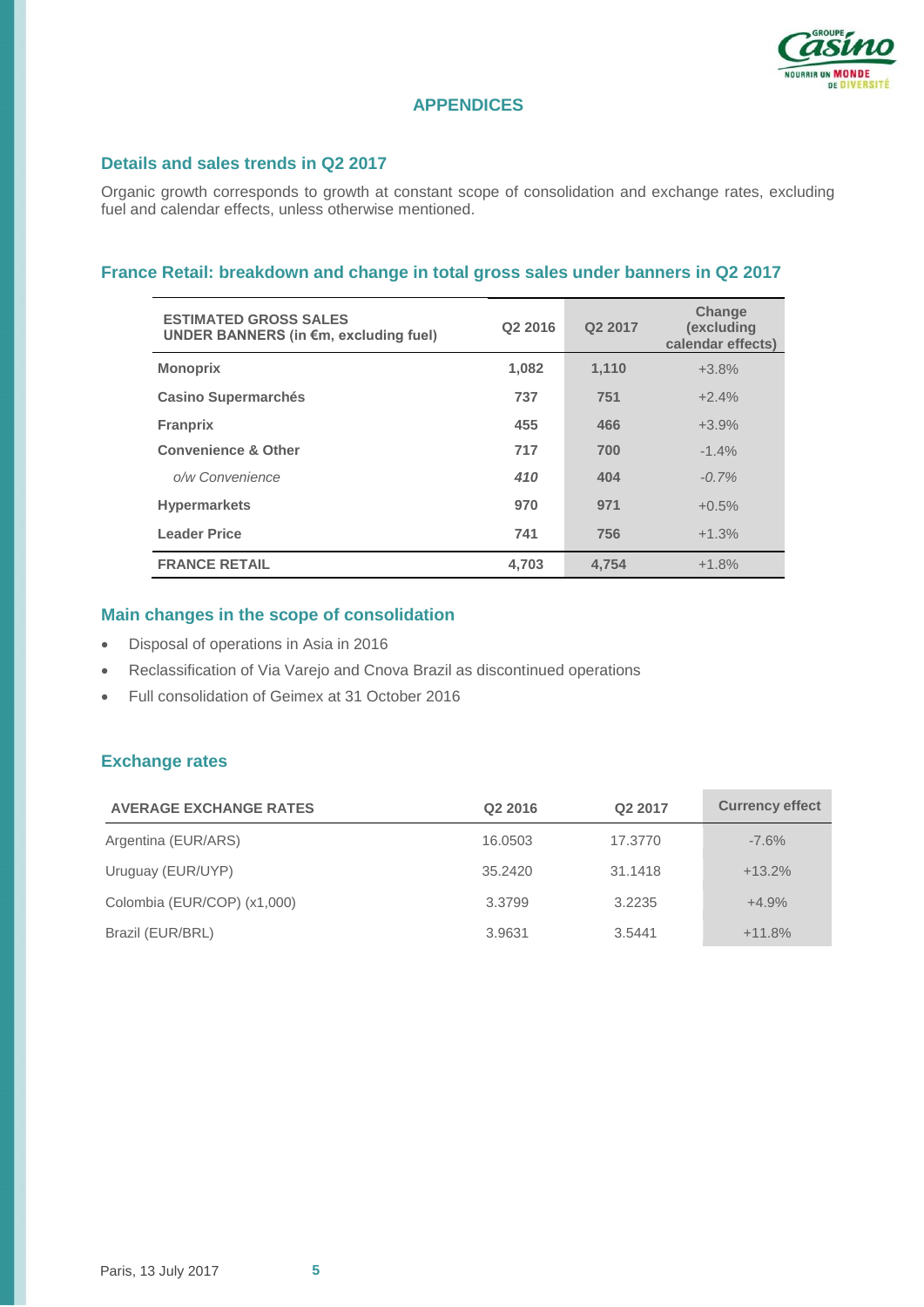# APPENDICES

## Details and sales trends in Q2 2017

Organic growth corresponds to growth at constant scope of consolidation and exchange rates, excluding fuel and calendar effects, unless otherwise mentioned.

## France Retail: breakdown and change in total gross sales under banners in Q2 2017

| ESTIMATED GROSS SALES UNDER BANNERS (in €m, excluding fuel) | Q2 2016 | Q2 2017 | Change (excluding calendar effects) |
|---|---|---|---|
| **Monoprix** | **1,082** | **1,110** | +3.8% |
| **Casino Supermarchés** | **737** | **751** | +2.4% |
| **Franprix** | **455** | **466** | +3.9% |
| **Convenience & Other** | **717** | **700** | -1.4% |
| *o/w Convenience* | ***410*** | **404** | *-0.7%* |
| **Hypermarkets** | **970** | **971** | +0.5% |
| **Leader Price** | **741** | **756** | +1.3% |
| **FRANCE RETAIL** | **4,703** | **4,754** | +1.8% |

## Main changes in the scope of consolidation

- Disposal of operations in Asia in 2016
- Reclassification of Via Varejo and Cnova Brazil as discontinued operations
- Full consolidation of Geimex at 31 October 2016

## Exchange rates

| AVERAGE EXCHANGE RATES | Q2 2016 | Q2 2017 | Currency effect |
|---|---|---|---|
| Argentina (EUR/ARS) | 16.0503 | 17.3770 | -7.6% |
| Uruguay (EUR/UYP) | 35.2420 | 31.1418 | +13.2% |
| Colombia (EUR/COP) (x1,000) | 3.3799 | 3.2235 | +4.9% |
| Brazil (EUR/BRL) | 3.9631 | 3.5441 | +11.8% |

Paris, 13 July 2017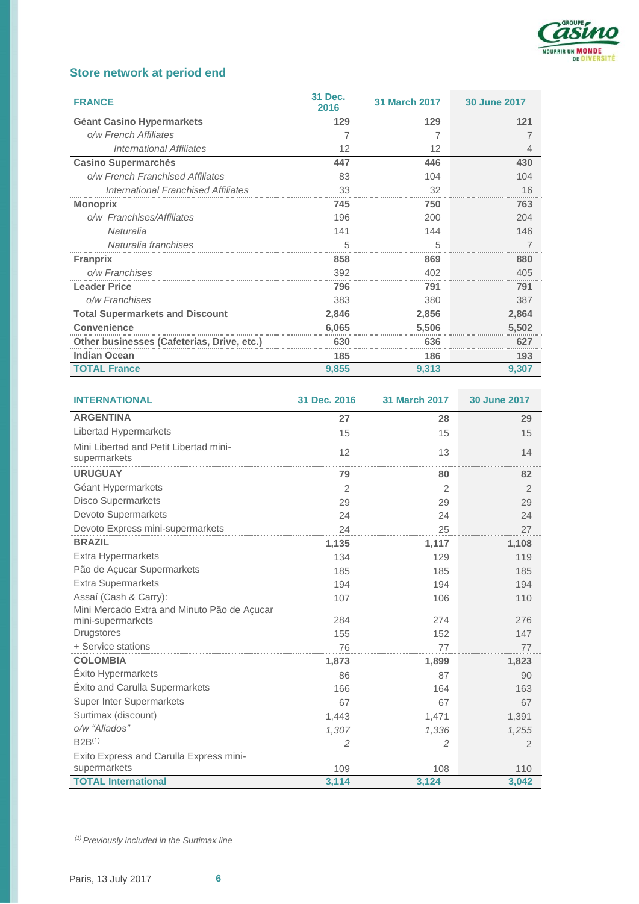## Store network at period end

| FRANCE | 31 Dec. 2016 | 31 March 2017 | 30 June 2017 |
|---|---|---|---|
| **Géant Casino Hypermarkets** | **129** | **129** | **121** |
| *o/w French Affiliates* | 7 | 7 | 7 |
| *International Affiliates* | 12 | 12 | 4 |
| **Casino Supermarchés** | **447** | **446** | **430** |
| *o/w French Franchised Affiliates* | 83 | 104 | 104 |
| *International Franchised Affiliates* | 33 | 32 | 16 |
| **Monoprix** | **745** | **750** | **763** |
| *o/w Franchises/Affiliates* | 196 | 200 | 204 |
| *Naturalia* | 141 | 144 | 146 |
| *Naturalia franchises* | 5 | 5 | 7 |
| **Franprix** | **858** | **869** | **880** |
| *o/w Franchises* | 392 | 402 | 405 |
| **Leader Price** | **796** | **791** | **791** |
| *o/w Franchises* | 383 | 380 | 387 |
| **Total Supermarkets and Discount** | **2,846** | **2,856** | **2,864** |
| **Convenience** | **6,065** | **5,506** | **5,502** |
| **Other businesses (Cafeterias, Drive, etc.)** | **630** | **636** | **627** |
| **Indian Ocean** | **185** | **186** | **193** |
| **TOTAL France** | **9,855** | **9,313** | **9,307** |

| INTERNATIONAL | 31 Dec. 2016 | 31 March 2017 | 30 June 2017 |
|---|---|---|---|
| **ARGENTINA** | **27** | **28** | **29** |
| Libertad Hypermarkets | 15 | 15 | 15 |
| Mini Libertad and Petit Libertad mini-supermarkets | 12 | 13 | 14 |
| **URUGUAY** | **79** | **80** | **82** |
| Géant Hypermarkets | 2 | 2 | 2 |
| Disco Supermarkets | 29 | 29 | 29 |
| Devoto Supermarkets | 24 | 24 | 24 |
| Devoto Express mini-supermarkets | 24 | 25 | 27 |
| **BRAZIL** | **1,135** | **1,117** | **1,108** |
| Extra Hypermarkets | 134 | 129 | 119 |
| Pão de Açucar Supermarkets | 185 | 185 | 185 |
| Extra Supermarkets | 194 | 194 | 194 |
| Assaí (Cash & Carry): | 107 | 106 | 110 |
| Mini Mercado Extra and Minuto Pão de Açucar mini-supermarkets | 284 | 274 | 276 |
| Drugstores | 155 | 152 | 147 |
| + Service stations | 76 | 77 | 77 |
| **COLOMBIA** | **1,873** | **1,899** | **1,823** |
| Éxito Hypermarkets | 86 | 87 | 90 |
| Éxito and Carulla Supermarkets | 166 | 164 | 163 |
| Super Inter Supermarkets | 67 | 67 | 67 |
| Surtimax (discount) | 1,443 | 1,471 | 1,391 |
| *o/w "Aliados"* | *1,307* | *1,336* | *1,255* |
| B2B[(1)] | *2* | *2* | 2 |
| Exito Express and Carulla Express mini-supermarkets | 109 | 108 | 110 |
| **TOTAL International** | **3,114** | **3,124** | **3,042** |

[(1)] *Previously included in the Surtimax line*

Paris, 13 July 2017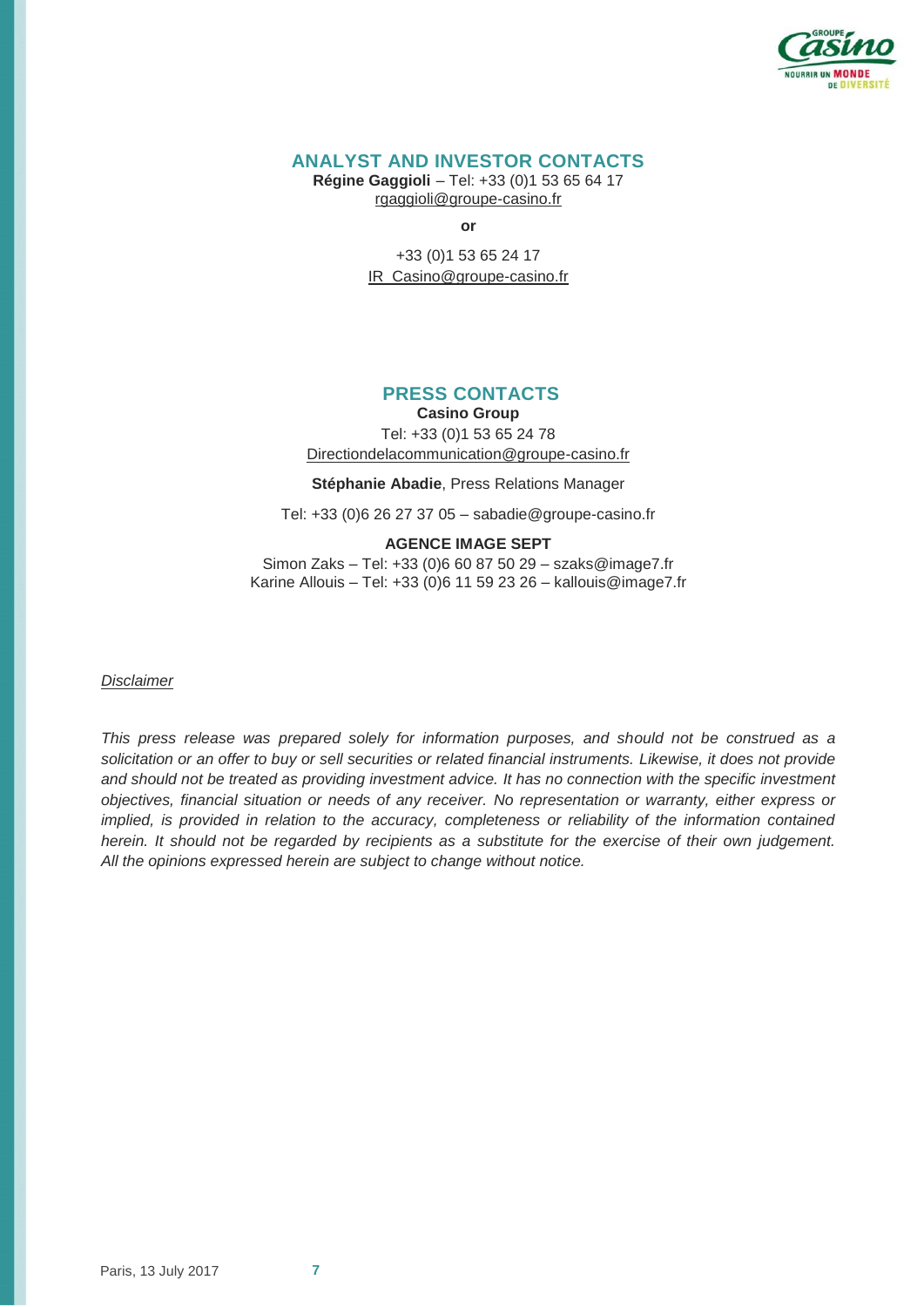## ANALYST AND INVESTOR CONTACTS

**Régine Gaggioli** – Tel: +33 (0)1 53 65 64 17
rgaggioli@groupe-casino.fr

**or**

+33 (0)1 53 65 24 17
IR_Casino@groupe-casino.fr

## PRESS CONTACTS

**Casino Group**
Tel: +33 (0)1 53 65 24 78
Directiondelacommunication@groupe-casino.fr

**Stéphanie Abadie**, Press Relations Manager

Tel: +33 (0)6 26 27 37 05 – sabadie@groupe-casino.fr

**AGENCE IMAGE SEPT**
Simon Zaks – Tel: +33 (0)6 60 87 50 29 – szaks@image7.fr
Karine Allouis – Tel: +33 (0)6 11 59 23 26 – kallouis@image7.fr

*Disclaimer*

*This press release was prepared solely for information purposes, and should not be construed as a solicitation or an offer to buy or sell securities or related financial instruments. Likewise, it does not provide and should not be treated as providing investment advice. It has no connection with the specific investment objectives, financial situation or needs of any receiver. No representation or warranty, either express or implied, is provided in relation to the accuracy, completeness or reliability of the information contained herein. It should not be regarded by recipients as a substitute for the exercise of their own judgement. All the opinions expressed herein are subject to change without notice.*